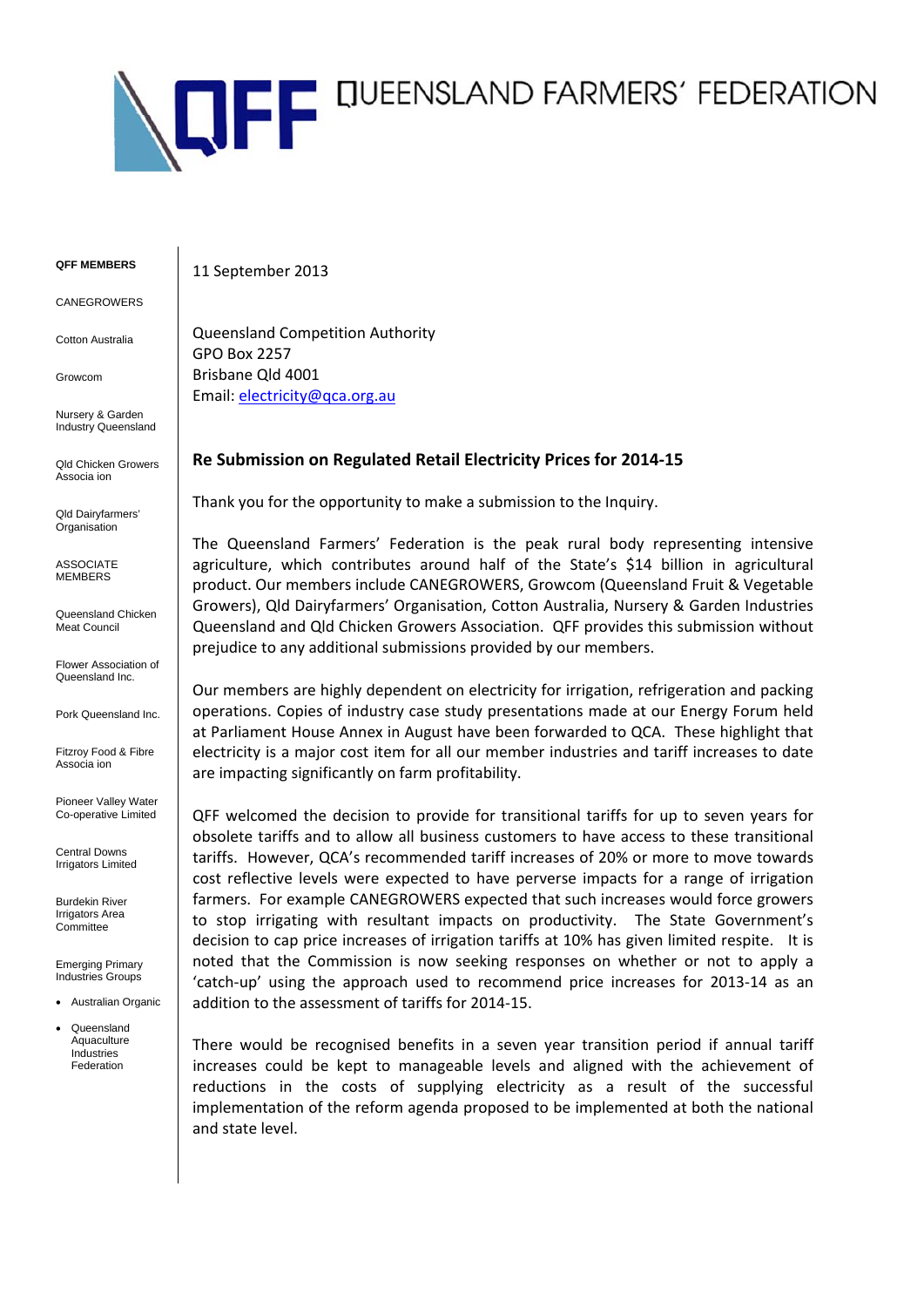# QUEENSLAND FARMERS' FEDERATION

**QFF MEMBERS**

CANEGROWERS

Cotton Australia

Growcom

Nursery & Garden Industry Queensland

Qld Chicken Growers Associa ion

Qld Dairyfarmers' Organisation

ASSOCIATE MEMBERS

Queensland Chicken Meat Council

Flower Association of Queensland Inc.

Pork Queensland Inc.

Fitzroy Food & Fibre Associa ion

Pioneer Valley Water Co-operative Limited

Central Downs Irrigators Limited

Burdekin River Irrigators Area Committee

Emerging Primary Industries Groups

- Australian Organic
- Queensland Aquaculture Industries Federation

11 September 2013

Queensland Competition Authority
GPO Box 2257
Brisbane Qld 4001
Email: electricity@qca.org.au

**Re Submission on Regulated Retail Electricity Prices for 2014-15**

Thank you for the opportunity to make a submission to the Inquiry.

The Queensland Farmers' Federation is the peak rural body representing intensive agriculture, which contributes around half of the State's $14 billion in agricultural product. Our members include CANEGROWERS, Growcom (Queensland Fruit & Vegetable Growers), Qld Dairyfarmers' Organisation, Cotton Australia, Nursery & Garden Industries Queensland and Qld Chicken Growers Association. QFF provides this submission without prejudice to any additional submissions provided by our members.

Our members are highly dependent on electricity for irrigation, refrigeration and packing operations. Copies of industry case study presentations made at our Energy Forum held at Parliament House Annex in August have been forwarded to QCA. These highlight that electricity is a major cost item for all our member industries and tariff increases to date are impacting significantly on farm profitability.

QFF welcomed the decision to provide for transitional tariffs for up to seven years for obsolete tariffs and to allow all business customers to have access to these transitional tariffs. However, QCA's recommended tariff increases of 20% or more to move towards cost reflective levels were expected to have perverse impacts for a range of irrigation farmers. For example CANEGROWERS expected that such increases would force growers to stop irrigating with resultant impacts on productivity. The State Government's decision to cap price increases of irrigation tariffs at 10% has given limited respite. It is noted that the Commission is now seeking responses on whether or not to apply a 'catch-up' using the approach used to recommend price increases for 2013-14 as an addition to the assessment of tariffs for 2014-15.

There would be recognised benefits in a seven year transition period if annual tariff increases could be kept to manageable levels and aligned with the achievement of reductions in the costs of supplying electricity as a result of the successful implementation of the reform agenda proposed to be implemented at both the national and state level.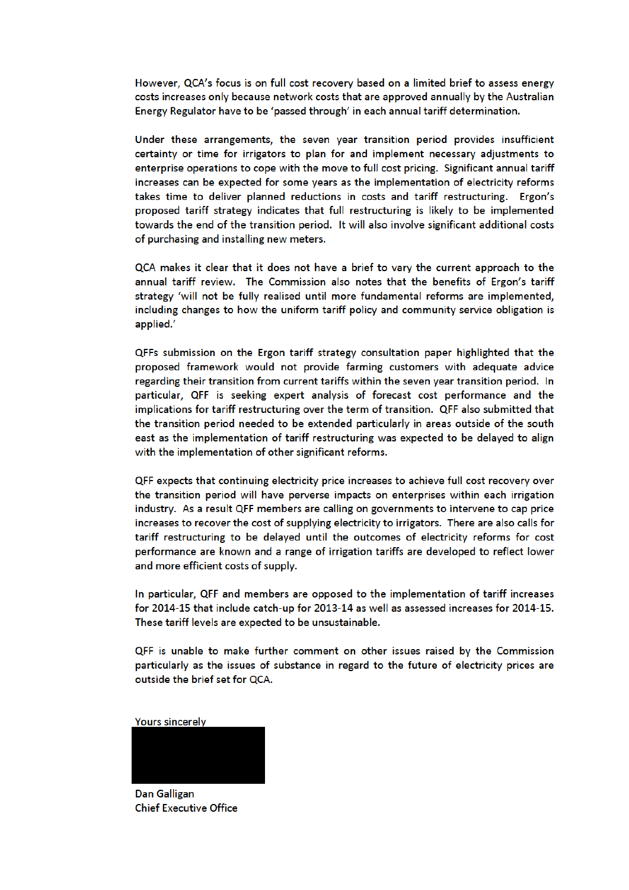However, QCA's focus is on full cost recovery based on a limited brief to assess energy costs increases only because network costs that are approved annually by the Australian Energy Regulator have to be 'passed through' in each annual tariff determination.

Under these arrangements, the seven year transition period provides insufficient certainty or time for irrigators to plan for and implement necessary adjustments to enterprise operations to cope with the move to full cost pricing. Significant annual tariff increases can be expected for some years as the implementation of electricity reforms takes time to deliver planned reductions in costs and tariff restructuring. Ergon's proposed tariff strategy indicates that full restructuring is likely to be implemented towards the end of the transition period. It will also involve significant additional costs of purchasing and installing new meters.

QCA makes it clear that it does not have a brief to vary the current approach to the annual tariff review. The Commission also notes that the benefits of Ergon's tariff strategy 'will not be fully realised until more fundamental reforms are implemented, including changes to how the uniform tariff policy and community service obligation is applied.'

QFFs submission on the Ergon tariff strategy consultation paper highlighted that the proposed framework would not provide farming customers with adequate advice regarding their transition from current tariffs within the seven year transition period. In particular, QFF is seeking expert analysis of forecast cost performance and the implications for tariff restructuring over the term of transition. QFF also submitted that the transition period needed to be extended particularly in areas outside of the south east as the implementation of tariff restructuring was expected to be delayed to align with the implementation of other significant reforms.

QFF expects that continuing electricity price increases to achieve full cost recovery over the transition period will have perverse impacts on enterprises within each irrigation industry. As a result QFF members are calling on governments to intervene to cap price increases to recover the cost of supplying electricity to irrigators. There are also calls for tariff restructuring to be delayed until the outcomes of electricity reforms for cost performance are known and a range of irrigation tariffs are developed to reflect lower and more efficient costs of supply.

In particular, QFF and members are opposed to the implementation of tariff increases for 2014-15 that include catch-up for 2013-14 as well as assessed increases for 2014-15. These tariff levels are expected to be unsustainable.

QFF is unable to make further comment on other issues raised by the Commission particularly as the issues of substance in regard to the future of electricity prices are outside the brief set for QCA.

Yours sincerely

Dan Galligan
Chief Executive Office